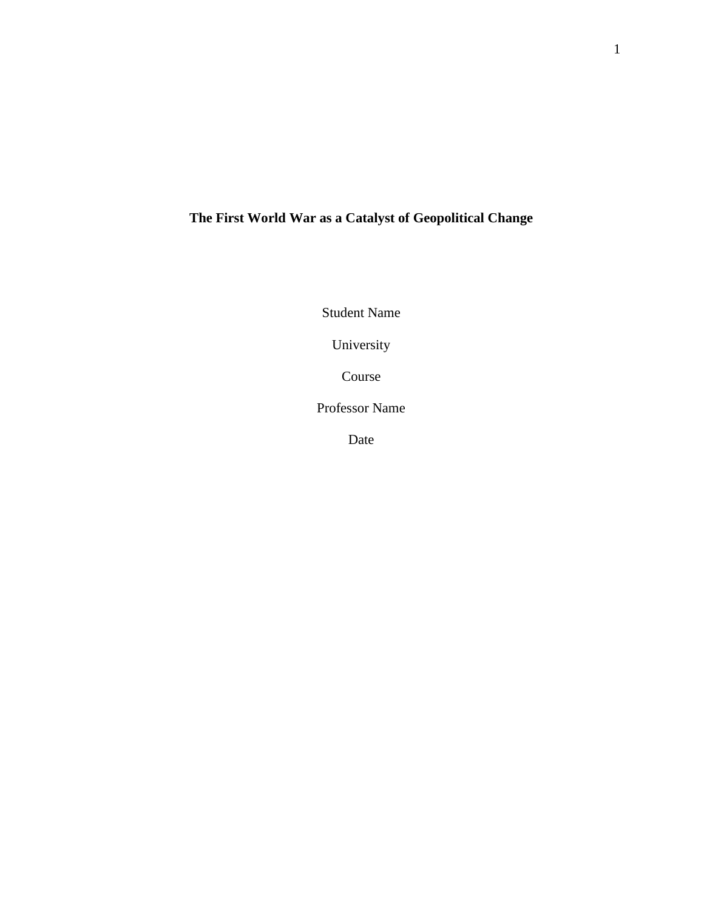# The First World War as a Catalyst of Geopolitical Change

Student Name

University

Course

Professor Name

Date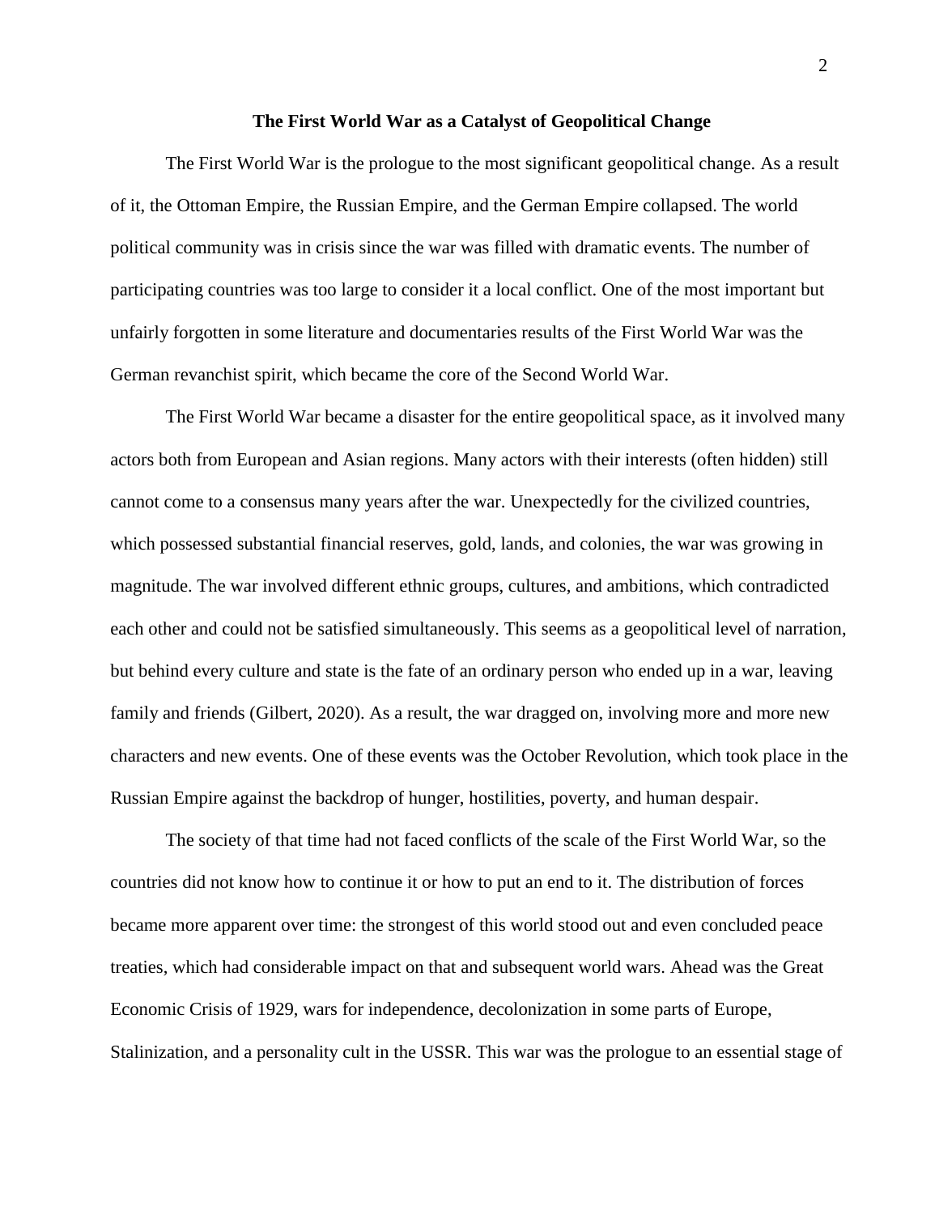# The First World War as a Catalyst of Geopolitical Change

The First World War is the prologue to the most significant geopolitical change. As a result of it, the Ottoman Empire, the Russian Empire, and the German Empire collapsed. The world political community was in crisis since the war was filled with dramatic events. The number of participating countries was too large to consider it a local conflict. One of the most important but unfairly forgotten in some literature and documentaries results of the First World War was the German revanchist spirit, which became the core of the Second World War.

The First World War became a disaster for the entire geopolitical space, as it involved many actors both from European and Asian regions. Many actors with their interests (often hidden) still cannot come to a consensus many years after the war. Unexpectedly for the civilized countries, which possessed substantial financial reserves, gold, lands, and colonies, the war was growing in magnitude. The war involved different ethnic groups, cultures, and ambitions, which contradicted each other and could not be satisfied simultaneously. This seems as a geopolitical level of narration, but behind every culture and state is the fate of an ordinary person who ended up in a war, leaving family and friends (Gilbert, 2020). As a result, the war dragged on, involving more and more new characters and new events. One of these events was the October Revolution, which took place in the Russian Empire against the backdrop of hunger, hostilities, poverty, and human despair.

The society of that time had not faced conflicts of the scale of the First World War, so the countries did not know how to continue it or how to put an end to it. The distribution of forces became more apparent over time: the strongest of this world stood out and even concluded peace treaties, which had considerable impact on that and subsequent world wars. Ahead was the Great Economic Crisis of 1929, wars for independence, decolonization in some parts of Europe, Stalinization, and a personality cult in the USSR. This war was the prologue to an essential stage of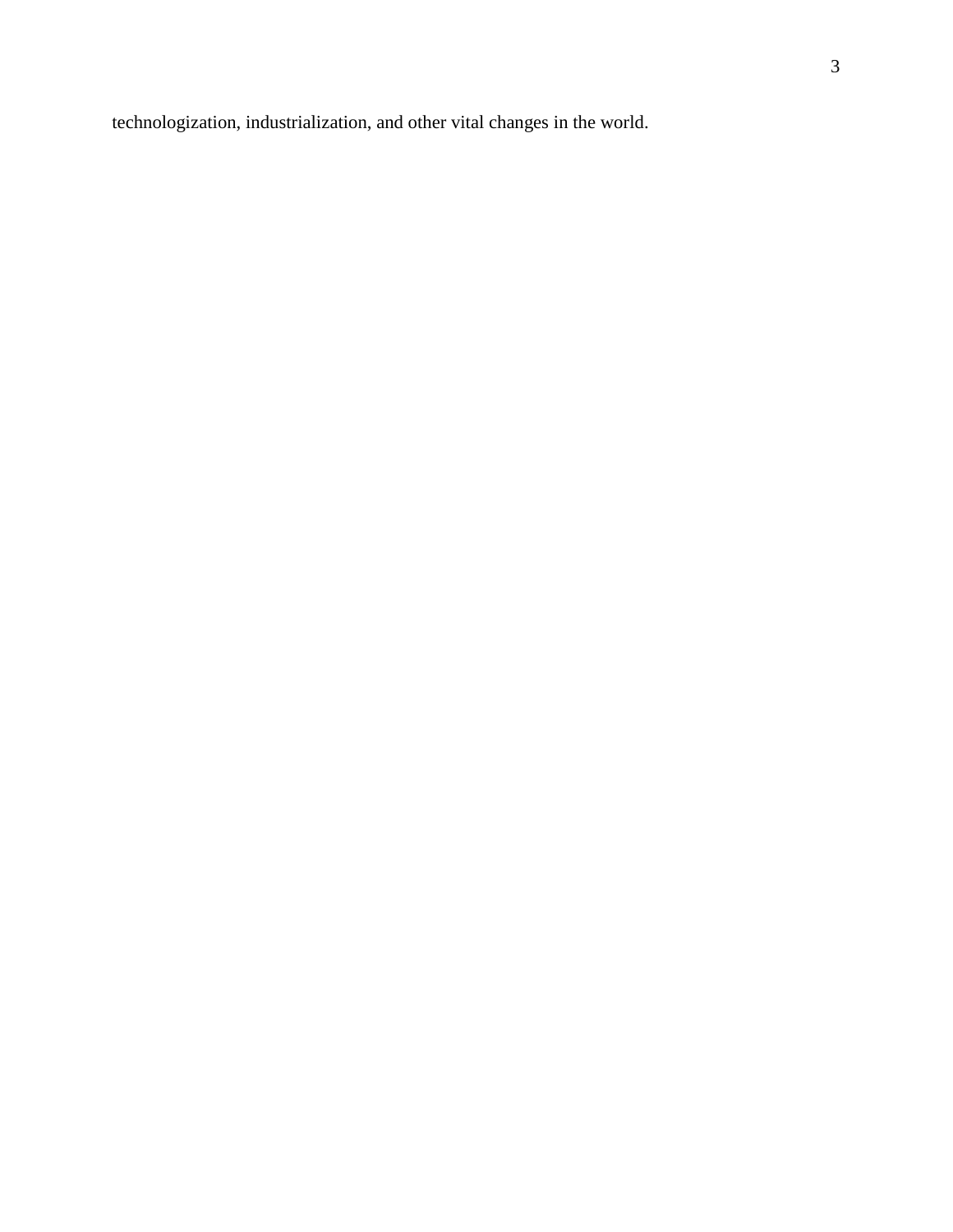technologization, industrialization, and other vital changes in the world.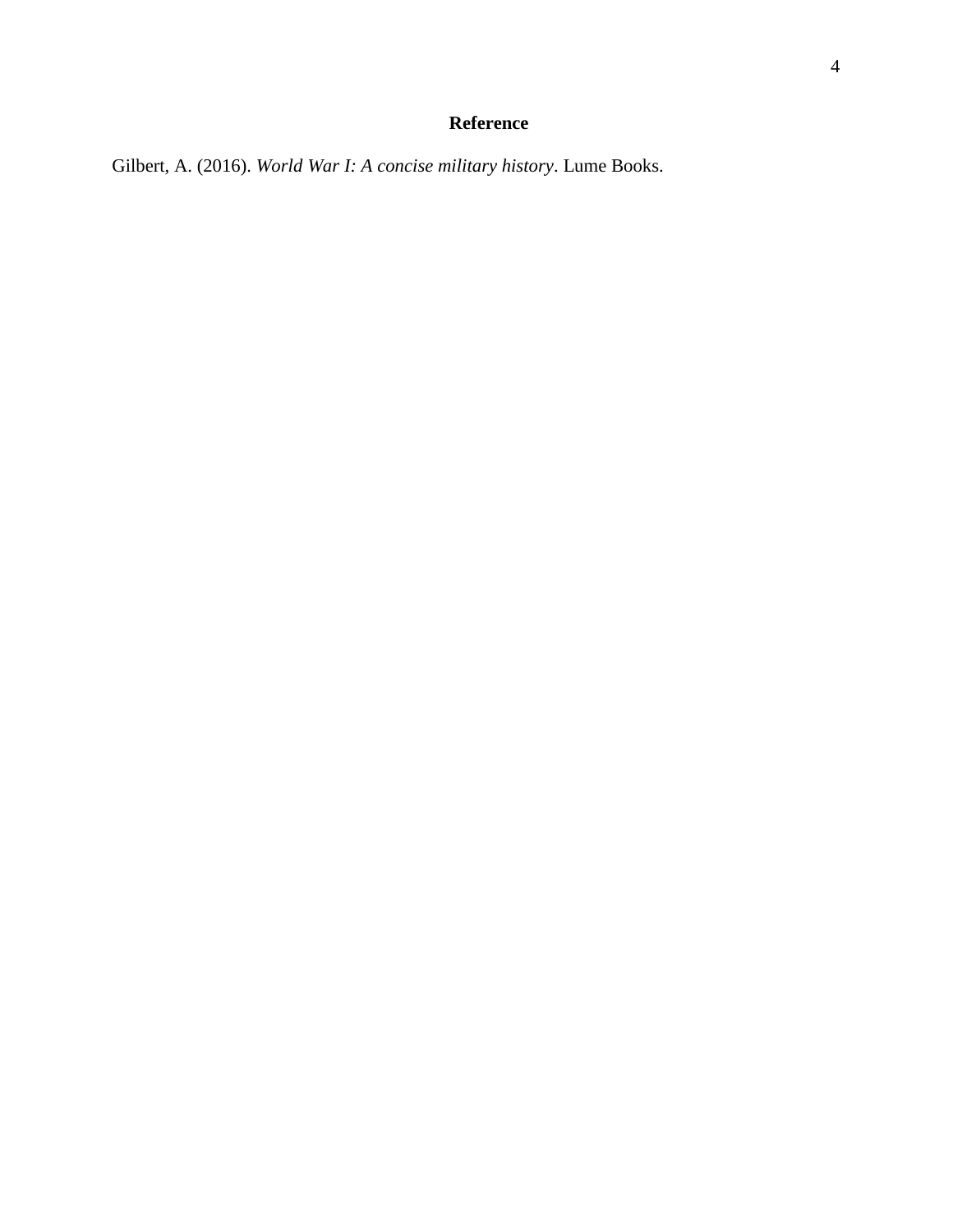## Reference

Gilbert, A. (2016). *World War I: A concise military history*. Lume Books.